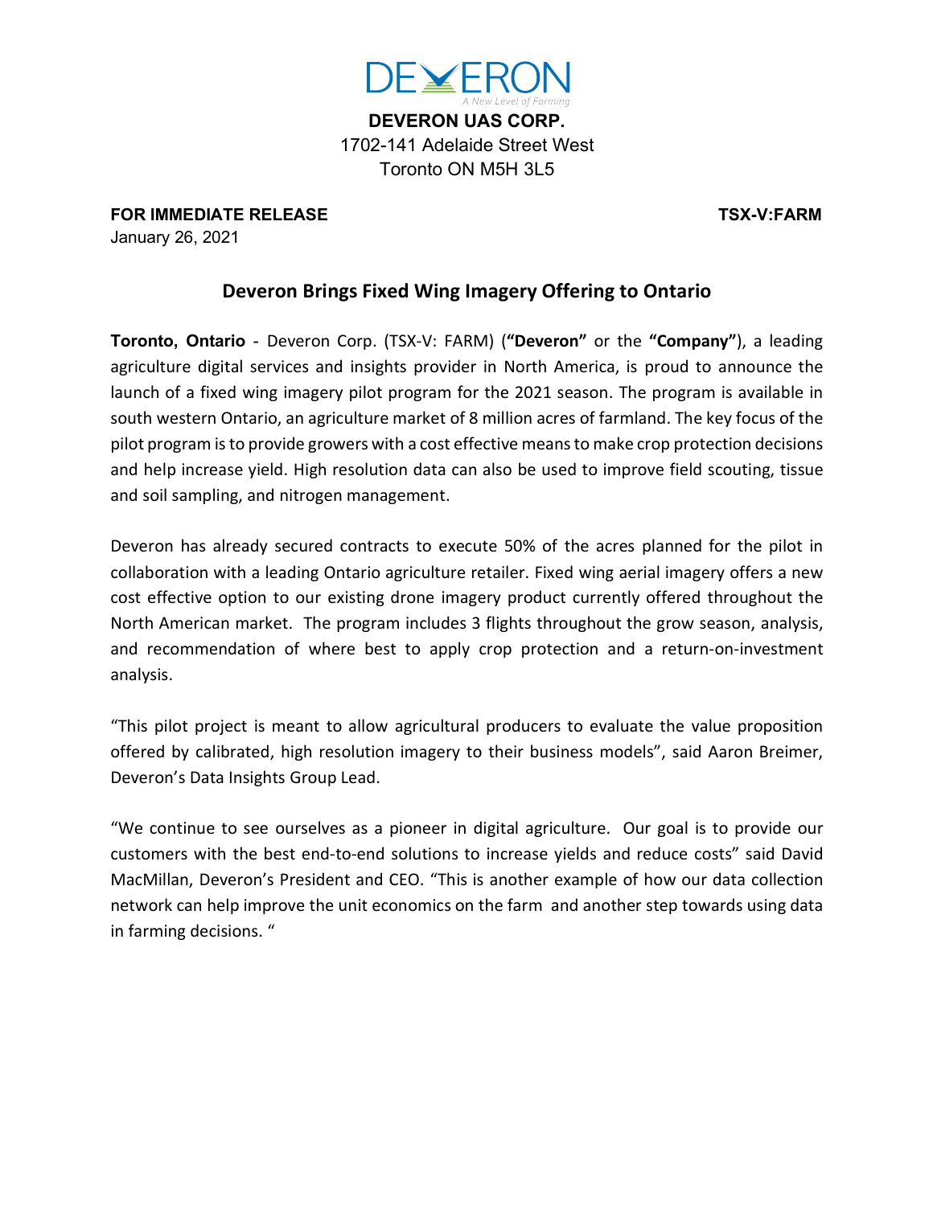**DEVERON UAS CORP.**
1702-141 Adelaide Street West
Toronto ON M5H 3L5

**FOR IMMEDIATE RELEASE** **TSX-V:FARM**
January 26, 2021

## Deveron Brings Fixed Wing Imagery Offering to Ontario

**Toronto, Ontario** - Deveron Corp. (TSX-V: FARM) (**"Deveron"** or the **"Company"**), a leading agriculture digital services and insights provider in North America, is proud to announce the launch of a fixed wing imagery pilot program for the 2021 season. The program is available in south western Ontario, an agriculture market of 8 million acres of farmland. The key focus of the pilot program is to provide growers with a cost effective means to make crop protection decisions and help increase yield. High resolution data can also be used to improve field scouting, tissue and soil sampling, and nitrogen management.

Deveron has already secured contracts to execute 50% of the acres planned for the pilot in collaboration with a leading Ontario agriculture retailer. Fixed wing aerial imagery offers a new cost effective option to our existing drone imagery product currently offered throughout the North American market. The program includes 3 flights throughout the grow season, analysis, and recommendation of where best to apply crop protection and a return-on-investment analysis.

"This pilot project is meant to allow agricultural producers to evaluate the value proposition offered by calibrated, high resolution imagery to their business models", said Aaron Breimer, Deveron's Data Insights Group Lead.

"We continue to see ourselves as a pioneer in digital agriculture. Our goal is to provide our customers with the best end-to-end solutions to increase yields and reduce costs" said David MacMillan, Deveron's President and CEO. "This is another example of how our data collection network can help improve the unit economics on the farm and another step towards using data in farming decisions. "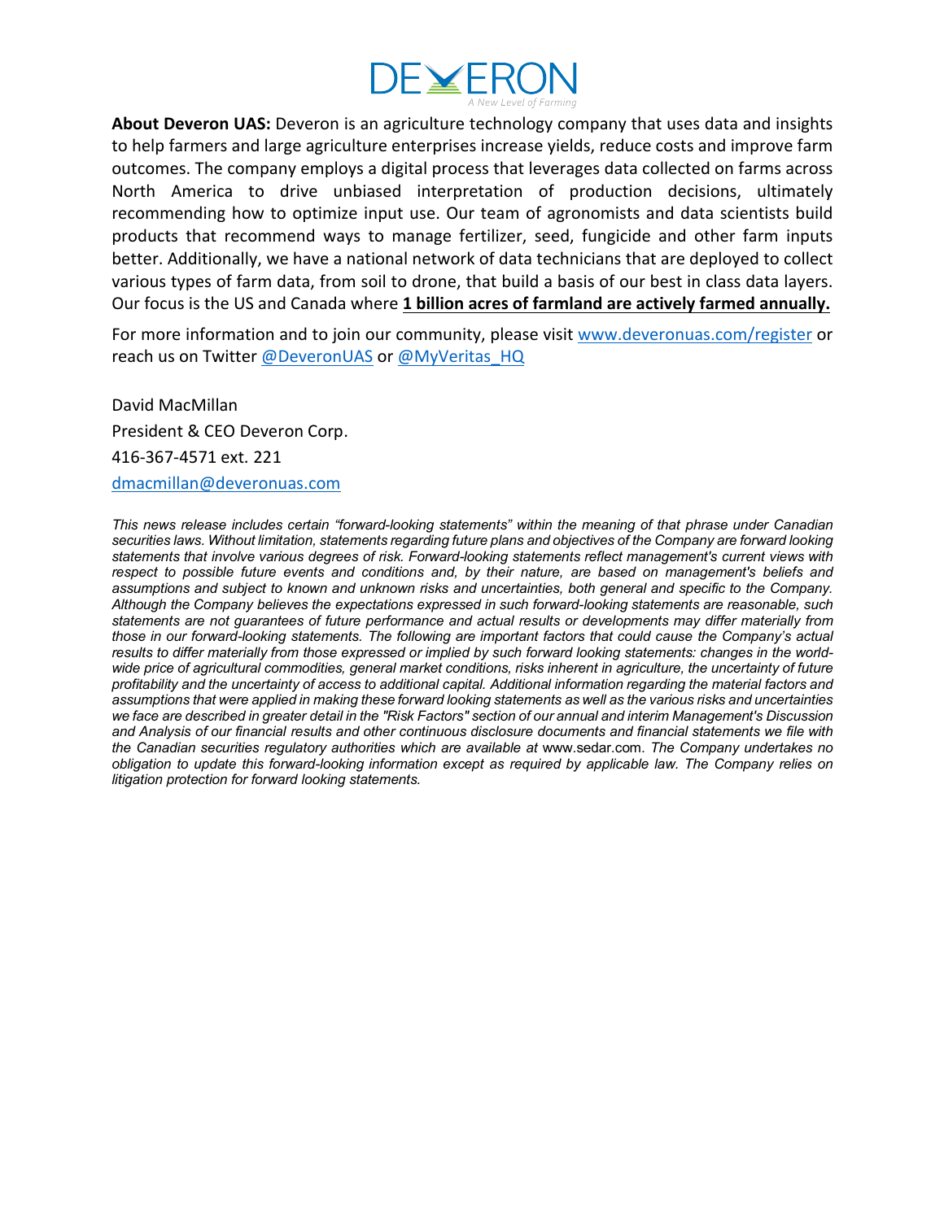**About Deveron UAS:** Deveron is an agriculture technology company that uses data and insights to help farmers and large agriculture enterprises increase yields, reduce costs and improve farm outcomes. The company employs a digital process that leverages data collected on farms across North America to drive unbiased interpretation of production decisions, ultimately recommending how to optimize input use. Our team of agronomists and data scientists build products that recommend ways to manage fertilizer, seed, fungicide and other farm inputs better. Additionally, we have a national network of data technicians that are deployed to collect various types of farm data, from soil to drone, that build a basis of our best in class data layers. Our focus is the US and Canada where **1 billion acres of farmland are actively farmed annually.**

For more information and to join our community, please visit www.deveronuas.com/register or reach us on Twitter @DeveronUAS or @MyVeritas_HQ

David MacMillan

President & CEO Deveron Corp.

416-367-4571 ext. 221

dmacmillan@deveronuas.com

*This news release includes certain "forward-looking statements" within the meaning of that phrase under Canadian securities laws. Without limitation, statements regarding future plans and objectives of the Company are forward looking statements that involve various degrees of risk. Forward-looking statements reflect management's current views with respect to possible future events and conditions and, by their nature, are based on management's beliefs and assumptions and subject to known and unknown risks and uncertainties, both general and specific to the Company. Although the Company believes the expectations expressed in such forward-looking statements are reasonable, such statements are not guarantees of future performance and actual results or developments may differ materially from those in our forward-looking statements. The following are important factors that could cause the Company's actual results to differ materially from those expressed or implied by such forward looking statements: changes in the world-wide price of agricultural commodities, general market conditions, risks inherent in agriculture, the uncertainty of future profitability and the uncertainty of access to additional capital. Additional information regarding the material factors and assumptions that were applied in making these forward looking statements as well as the various risks and uncertainties we face are described in greater detail in the "Risk Factors" section of our annual and interim Management's Discussion and Analysis of our financial results and other continuous disclosure documents and financial statements we file with the Canadian securities regulatory authorities which are available at* www.sedar.com*. The Company undertakes no obligation to update this forward-looking information except as required by applicable law. The Company relies on litigation protection for forward looking statements.*